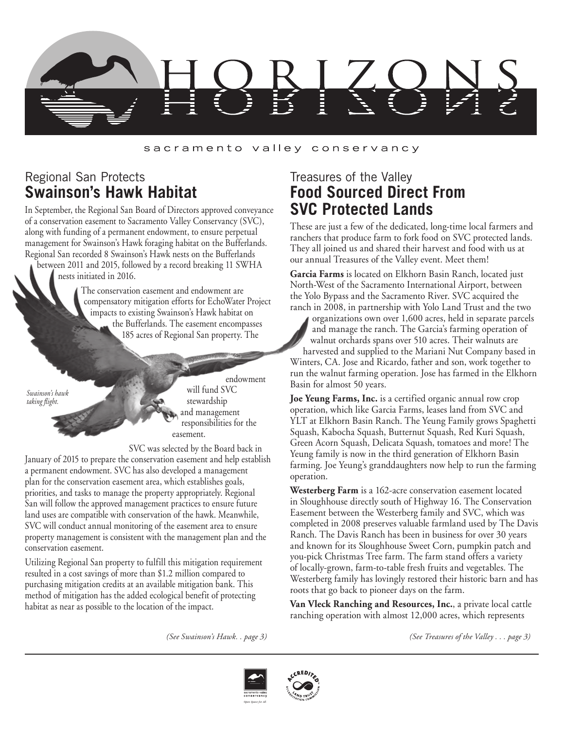# HORIZONS

sacramento valley conservancy

## Regional San Protects
## **Swainson's Hawk Habitat**

In September, the Regional San Board of Directors approved conveyance of a conservation easement to Sacramento Valley Conservancy (SVC), along with funding of a permanent endowment, to ensure perpetual management for Swainson's Hawk foraging habitat on the Bufferlands. Regional San recorded 8 Swainson's Hawk nests on the Bufferlands between 2011 and 2015, followed by a record breaking 11 SWHA nests initiated in 2016.

The conservation easement and endowment are compensatory mitigation efforts for EchoWater Project impacts to existing Swainson's Hawk habitat on the Bufferlands. The easement encompasses 185 acres of Regional San property. The endowment will fund SVC stewardship and management responsibilities for the easement.

*Swainson's hawk taking flight.*

SVC was selected by the Board back in January of 2015 to prepare the conservation easement and help establish a permanent endowment. SVC has also developed a management plan for the conservation easement area, which establishes goals, priorities, and tasks to manage the property appropriately. Regional San will follow the approved management practices to ensure future land uses are compatible with conservation of the hawk. Meanwhile, SVC will conduct annual monitoring of the easement area to ensure property management is consistent with the management plan and the conservation easement.

Utilizing Regional San property to fulfill this mitigation requirement resulted in a cost savings of more than $1.2 million compared to purchasing mitigation credits at an available mitigation bank. This method of mitigation has the added ecological benefit of protecting habitat as near as possible to the location of the impact.

*(See Swainson's Hawk. . page 3)*

## Treasures of the Valley
## **Food Sourced Direct From SVC Protected Lands**

These are just a few of the dedicated, long-time local farmers and ranchers that produce farm to fork food on SVC protected lands. They all joined us and shared their harvest and food with us at our annual Treasures of the Valley event. Meet them!

**Garcia Farms** is located on Elkhorn Basin Ranch, located just North-West of the Sacramento International Airport, between the Yolo Bypass and the Sacramento River. SVC acquired the ranch in 2008, in partnership with Yolo Land Trust and the two organizations own over 1,600 acres, held in separate parcels and manage the ranch. The Garcia's farming operation of walnut orchards spans over 510 acres. Their walnuts are harvested and supplied to the Mariani Nut Company based in Winters, CA. Jose and Ricardo, father and son, work together to run the walnut farming operation. Jose has farmed in the Elkhorn Basin for almost 50 years.

**Joe Yeung Farms, Inc.** is a certified organic annual row crop operation, which like Garcia Farms, leases land from SVC and YLT at Elkhorn Basin Ranch. The Yeung Family grows Spaghetti Squash, Kabocha Squash, Butternut Squash, Red Kuri Squash, Green Acorn Squash, Delicata Squash, tomatoes and more! The Yeung family is now in the third generation of Elkhorn Basin farming. Joe Yeung's granddaughters now help to run the farming operation.

**Westerberg Farm** is a 162-acre conservation easement located in Sloughhouse directly south of Highway 16. The Conservation Easement between the Westerberg family and SVC, which was completed in 2008 preserves valuable farmland used by The Davis Ranch. The Davis Ranch has been in business for over 30 years and known for its Sloughhouse Sweet Corn, pumpkin patch and you-pick Christmas Tree farm. The farm stand offers a variety of locally-grown, farm-to-table fresh fruits and vegetables. The Westerberg family has lovingly restored their historic barn and has roots that go back to pioneer days on the farm.

**Van Vleck Ranching and Resources, Inc.**, a private local cattle ranching operation with almost 12,000 acres, which represents

*(See Treasures of the Valley . . . page 3)*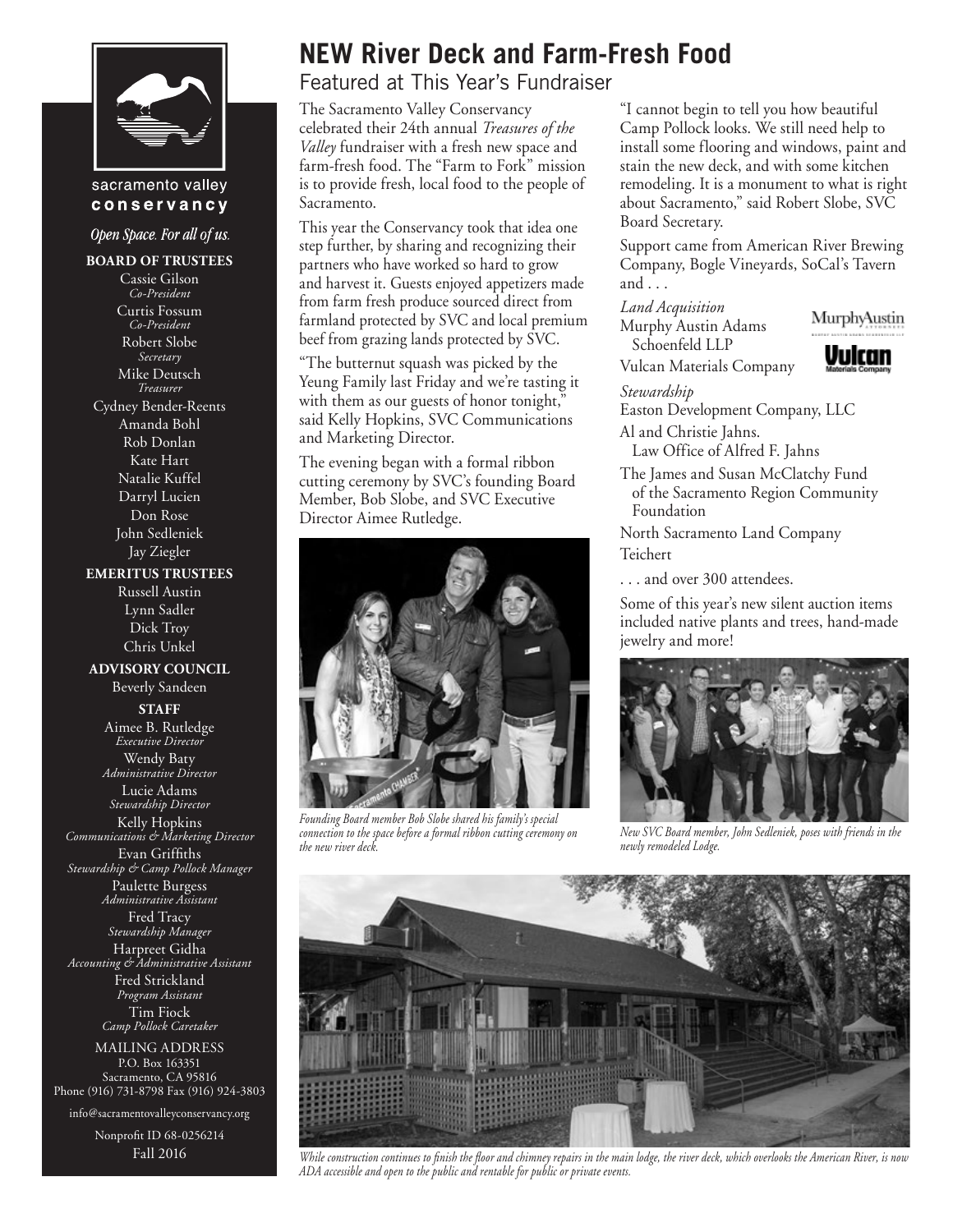sacramento valley
**conservancy**

*Open Space. For all of us.*

**BOARD OF TRUSTEES**

Cassie Gilson
*Co-President*

Curtis Fossum
*Co-President*

Robert Slobe
*Secretary*

Mike Deutsch
*Treasurer*

Cydney Bender-Reents
Amanda Bohl
Rob Donlan
Kate Hart
Natalie Kuffel
Darryl Lucien
Don Rose
John Sedleniek
Jay Ziegler

**EMERITUS TRUSTEES**

Russell Austin
Lynn Sadler
Dick Troy
Chris Unkel

**ADVISORY COUNCIL**

Beverly Sandeen

**STAFF**

Aimee B. Rutledge
*Executive Director*

Wendy Baty
*Administrative Director*

Lucie Adams
*Stewardship Director*

Kelly Hopkins
*Communications & Marketing Director*

Evan Griffiths
*Stewardship & Camp Pollock Manager*

Paulette Burgess
*Administrative Assistant*

Fred Tracy
*Stewardship Manager*

Harpreet Gidha
*Accounting & Administrative Assistant*

Fred Strickland
*Program Assistant*

Tim Fiock
*Camp Pollock Caretaker*

MAILING ADDRESS
P.O. Box 163351
Sacramento, CA 95816
Phone (916) 731-8798 Fax (916) 924-3803

info@sacramentovalleyconservancy.org

Nonprofit ID 68-0256214

Fall 2016

# NEW River Deck and Farm-Fresh Food

## Featured at This Year's Fundraiser

The Sacramento Valley Conservancy celebrated their 24th annual *Treasures of the Valley* fundraiser with a fresh new space and farm-fresh food. The "Farm to Fork" mission is to provide fresh, local food to the people of Sacramento.

This year the Conservancy took that idea one step further, by sharing and recognizing their partners who have worked so hard to grow and harvest it. Guests enjoyed appetizers made from farm fresh produce sourced direct from farmland protected by SVC and local premium beef from grazing lands protected by SVC.

"The butternut squash was picked by the Yeung Family last Friday and we're tasting it with them as our guests of honor tonight," said Kelly Hopkins, SVC Communications and Marketing Director.

The evening began with a formal ribbon cutting ceremony by SVC's founding Board Member, Bob Slobe, and SVC Executive Director Aimee Rutledge.

*Founding Board member Bob Slobe shared his family's special connection to the space before a formal ribbon cutting ceremony on the new river deck.*

"I cannot begin to tell you how beautiful Camp Pollock looks. We still need help to install some flooring and windows, paint and stain the new deck, and with some kitchen remodeling. It is a monument to what is right about Sacramento," said Robert Slobe, SVC Board Secretary.

Support came from American River Brewing Company, Bogle Vineyards, SoCal's Tavern and . . .

*Land Acquisition*
Murphy Austin Adams Schoenfeld LLP
Vulcan Materials Company

*Stewardship*
Easton Development Company, LLC
Al and Christie Jahns. Law Office of Alfred F. Jahns
The James and Susan McClatchy Fund of the Sacramento Region Community Foundation
North Sacramento Land Company
Teichert

. . . and over 300 attendees.

Some of this year's new silent auction items included native plants and trees, hand-made jewelry and more!

*New SVC Board member, John Sedleniek, poses with friends in the newly remodeled Lodge.*

*While construction continues to finish the floor and chimney repairs in the main lodge, the river deck, which overlooks the American River, is now ADA accessible and open to the public and rentable for public or private events.*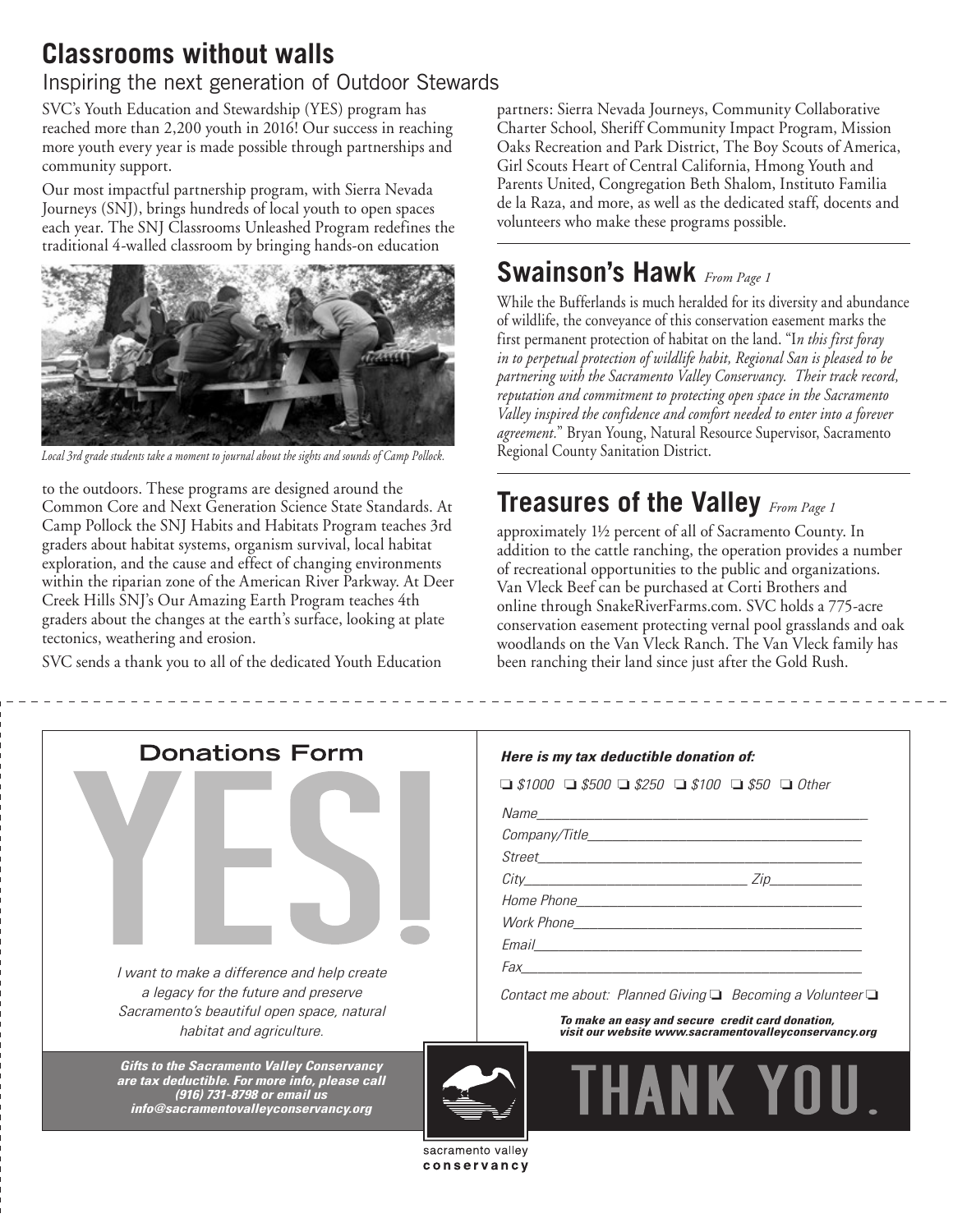## Classrooms without walls

### Inspiring the next generation of Outdoor Stewards

SVC's Youth Education and Stewardship (YES) program has reached more than 2,200 youth in 2016! Our success in reaching more youth every year is made possible through partnerships and community support.

Our most impactful partnership program, with Sierra Nevada Journeys (SNJ), brings hundreds of local youth to open spaces each year. The SNJ Classrooms Unleashed Program redefines the traditional 4-walled classroom by bringing hands-on education to the outdoors. These programs are designed around the Common Core and Next Generation Science State Standards. At Camp Pollock the SNJ Habits and Habitats Program teaches 3rd graders about habitat systems, organism survival, local habitat exploration, and the cause and effect of changing environments within the riparian zone of the American River Parkway. At Deer Creek Hills SNJ's Our Amazing Earth Program teaches 4th graders about the changes at the earth's surface, looking at plate tectonics, weathering and erosion.

*Local 3rd grade students take a moment to journal about the sights and sounds of Camp Pollock.*

SVC sends a thank you to all of the dedicated Youth Education partners: Sierra Nevada Journeys, Community Collaborative Charter School, Sheriff Community Impact Program, Mission Oaks Recreation and Park District, The Boy Scouts of America, Girl Scouts Heart of Central California, Hmong Youth and Parents United, Congregation Beth Shalom, Instituto Familia de la Raza, and more, as well as the dedicated staff, docents and volunteers who make these programs possible.

## Swainson's Hawk *From Page 1*

While the Bufferlands is much heralded for its diversity and abundance of wildlife, the conveyance of this conservation easement marks the first permanent protection of habitat on the land. "*In this first foray in to perpetual protection of wildlife habit, Regional San is pleased to be partnering with the Sacramento Valley Conservancy. Their track record, reputation and commitment to protecting open space in the Sacramento Valley inspired the confidence and comfort needed to enter into a forever agreement.*" Bryan Young, Natural Resource Supervisor, Sacramento Regional County Sanitation District.

## Treasures of the Valley *From Page 1*

approximately 1½ percent of all of Sacramento County. In addition to the cattle ranching, the operation provides a number of recreational opportunities to the public and organizations. Van Vleck Beef can be purchased at Corti Brothers and online through SnakeRiverFarms.com. SVC holds a 775-acre conservation easement protecting vernal pool grasslands and oak woodlands on the Van Vleck Ranch. The Van Vleck family has been ranching their land since just after the Gold Rush.

---

## Donations Form

# YES!

*I want to make a difference and help create a legacy for the future and preserve Sacramento's beautiful open space, natural habitat and agriculture.*

***Gifts to the Sacramento Valley Conservancy are tax deductible. For more info, please call (916) 731-8798 or email us info@sacramentovalleyconservancy.org***

***Here is my tax deductible donation of:***

❑ $1000 ❑ $500 ❑ $250 ❑ $100 ❑ $50 ❑ Other

Name\_\_\_\_\_\_\_\_\_\_\_\_\_\_\_\_\_\_\_\_\_\_\_\_\_\_\_\_\_\_\_\_\_\_\_\_\_\_\_\_

Company/Title\_\_\_\_\_\_\_\_\_\_\_\_\_\_\_\_\_\_\_\_\_\_\_\_\_\_\_\_\_\_\_\_\_\_

Street\_\_\_\_\_\_\_\_\_\_\_\_\_\_\_\_\_\_\_\_\_\_\_\_\_\_\_\_\_\_\_\_\_\_\_\_\_\_\_\_

City\_\_\_\_\_\_\_\_\_\_\_\_\_\_\_\_\_\_\_\_\_\_\_\_\_\_ Zip\_\_\_\_\_\_\_\_\_\_\_

Home Phone\_\_\_\_\_\_\_\_\_\_\_\_\_\_\_\_\_\_\_\_\_\_\_\_\_\_\_\_\_\_\_\_\_\_\_

Work Phone\_\_\_\_\_\_\_\_\_\_\_\_\_\_\_\_\_\_\_\_\_\_\_\_\_\_\_\_\_\_\_\_\_\_\_

Email\_\_\_\_\_\_\_\_\_\_\_\_\_\_\_\_\_\_\_\_\_\_\_\_\_\_\_\_\_\_\_\_\_\_\_\_\_\_\_\_

Fax\_\_\_\_\_\_\_\_\_\_\_\_\_\_\_\_\_\_\_\_\_\_\_\_\_\_\_\_\_\_\_\_\_\_\_\_\_\_\_\_\_

*Contact me about: Planned Giving* ❑ *Becoming a Volunteer* ❑

***To make an easy and secure credit card donation, visit our website www.sacramentovalleyconservancy.org***

# THANK YOU.

sacramento valley **conservancy**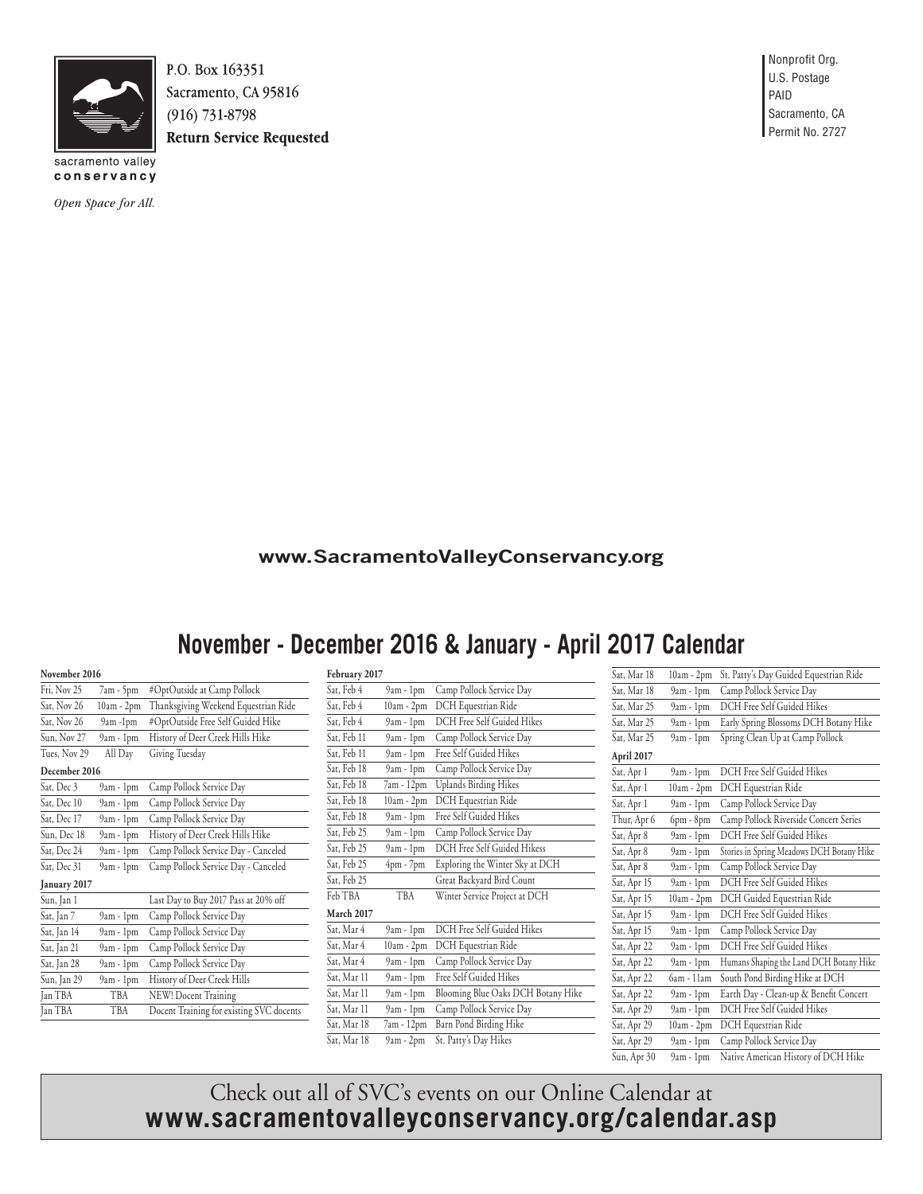P.O. Box 163351
Sacramento, CA 95816
(916) 731-8798
**Return Service Requested**

sacramento valley
**conservancy**

*Open Space for All.*

Nonprofit Org.
U.S. Postage
PAID
Sacramento, CA
Permit No. 2727

**www.SacramentoValleyConservancy.org**

# November - December 2016 & January - April 2017 Calendar

**November 2016**

| | | |
|---|---|---|
| Fri, Nov 25 | 7am - 5pm | #OptOutside at Camp Pollock |
| Sat, Nov 26 | 10am - 2pm | Thanksgiving Weekend Equestrian Ride |
| Sat, Nov 26 | 9am -1pm | #OptOutside Free Self Guided Hike |
| Sun, Nov 27 | 9am - 1pm | History of Deer Creek Hills Hike |
| Tues, Nov 29 | All Day | Giving Tuesday |

**December 2016**

| | | |
|---|---|---|
| Sat, Dec 3 | 9am - 1pm | Camp Pollock Service Day |
| Sat, Dec 10 | 9am - 1pm | Camp Pollock Service Day |
| Sat, Dec 17 | 9am - 1pm | Camp Pollock Service Day |
| Sun, Dec 18 | 9am - 1pm | History of Deer Creek Hills Hike |
| Sat, Dec 24 | 9am - 1pm | Camp Pollock Service Day - Canceled |
| Sat, Dec 31 | 9am - 1pm | Camp Pollock Service Day - Canceled |

**January 2017**

| | | |
|---|---|---|
| Sun, Jan 1 | | Last Day to Buy 2017 Pass at 20% off |
| Sat, Jan 7 | 9am - 1pm | Camp Pollock Service Day |
| Sat, Jan 14 | 9am - 1pm | Camp Pollock Service Day |
| Sat, Jan 21 | 9am - 1pm | Camp Pollock Service Day |
| Sat, Jan 28 | 9am - 1pm | Camp Pollock Service Day |
| Sun, Jan 29 | 9am - 1pm | History of Deer Creek Hills |
| Jan TBA | TBA | NEW! Docent Training |
| Jan TBA | TBA | Docent Training for existing SVC docents |

**February 2017**

| | | |
|---|---|---|
| Sat, Feb 4 | 9am - 1pm | Camp Pollock Service Day |
| Sat, Feb 4 | 10am - 2pm | DCH Equestrian Ride |
| Sat, Feb 4 | 9am - 1pm | DCH Free Self Guided Hikes |
| Sat, Feb 11 | 9am - 1pm | Camp Pollock Service Day |
| Sat, Feb 11 | 9am - 1pm | Free Self Guided Hikes |
| Sat, Feb 18 | 9am - 1pm | Camp Pollock Service Day |
| Sat, Feb 18 | 7am - 12pm | Uplands Birding Hikes |
| Sat, Feb 18 | 10am - 2pm | DCH Equestrian Ride |
| Sat, Feb 18 | 9am - 1pm | Free Self Guided Hikes |
| Sat, Feb 25 | 9am - 1pm | Camp Pollock Service Day |
| Sat, Feb 25 | 9am - 1pm | DCH Free Self Guided Hikess |
| Sat, Feb 25 | 4pm - 7pm | Exploring the Winter Sky at DCH |
| Sat, Feb 25 | | Great Backyard Bird Count |
| Feb TBA | TBA | Winter Service Project at DCH |

**March 2017**

| | | |
|---|---|---|
| Sat, Mar 4 | 9am - 1pm | DCH Free Self Guided Hikes |
| Sat, Mar 4 | 10am - 2pm | DCH Equestrian Ride |
| Sat, Mar 4 | 9am - 1pm | Camp Pollock Service Day |
| Sat, Mar 11 | 9am - 1pm | Free Self Guided Hikes |
| Sat, Mar 11 | 9am - 1pm | Blooming Blue Oaks DCH Botany Hike |
| Sat, Mar 11 | 9am - 1pm | Camp Pollock Service Day |
| Sat, Mar 18 | 7am - 12pm | Barn Pond Birding Hike |
| Sat, Mar 18 | 9am - 2pm | St. Patty's Day Hikes |
| Sat, Mar 18 | 10am - 2pm | St. Patty's Day Guided Equestrian Ride |
| Sat, Mar 18 | 9am - 1pm | Camp Pollock Service Day |
| Sat, Mar 25 | 9am - 1pm | DCH Free Self Guided Hikes |
| Sat, Mar 25 | 9am - 1pm | Early Spring Blossoms DCH Botany Hike |
| Sat, Mar 25 | 9am - 1pm | Spring Clean Up at Camp Pollock |

**April 2017**

| | | |
|---|---|---|
| Sat, Apr 1 | 9am - 1pm | DCH Free Self Guided Hikes |
| Sat, Apr 1 | 10am - 2pm | DCH Equestrian Ride |
| Sat, Apr 1 | 9am - 1pm | Camp Pollock Service Day |
| Thur, Apr 6 | 6pm - 8pm | Camp Pollock Riverside Concert Series |
| Sat, Apr 8 | 9am - 1pm | DCH Free Self Guided Hikes |
| Sat, Apr 8 | 9am - 1pm | Stories in Spring Meadows DCH Botany Hike |
| Sat, Apr 8 | 9am - 1pm | Camp Pollock Service Day |
| Sat, Apr 15 | 9am - 1pm | DCH Free Self Guided Hikes |
| Sat, Apr 15 | 10am - 2pm | DCH Guided Equestrian Ride |
| Sat, Apr 15 | 9am - 1pm | DCH Free Self Guided Hikes |
| Sat, Apr 15 | 9am - 1pm | Camp Pollock Service Day |
| Sat, Apr 22 | 9am - 1pm | DCH Free Self Guided Hikes |
| Sat, Apr 22 | 9am - 1pm | Humans Shaping the Land DCH Botany Hike |
| Sat, Apr 22 | 6am - 11am | South Pond Birding Hike at DCH |
| Sat, Apr 22 | 9am - 1pm | Earth Day - Clean-up & Benefit Concert |
| Sat, Apr 29 | 9am - 1pm | DCH Free Self Guided Hikes |
| Sat, Apr 29 | 10am - 2pm | DCH Equestrian Ride |
| Sat, Apr 29 | 9am - 1pm | Camp Pollock Service Day |
| Sun, Apr 30 | 9am - 1pm | Native American History of DCH Hike |

Check out all of SVC's events on our Online Calendar at
**www.sacramentovalleyconservancy.org/calendar.asp**